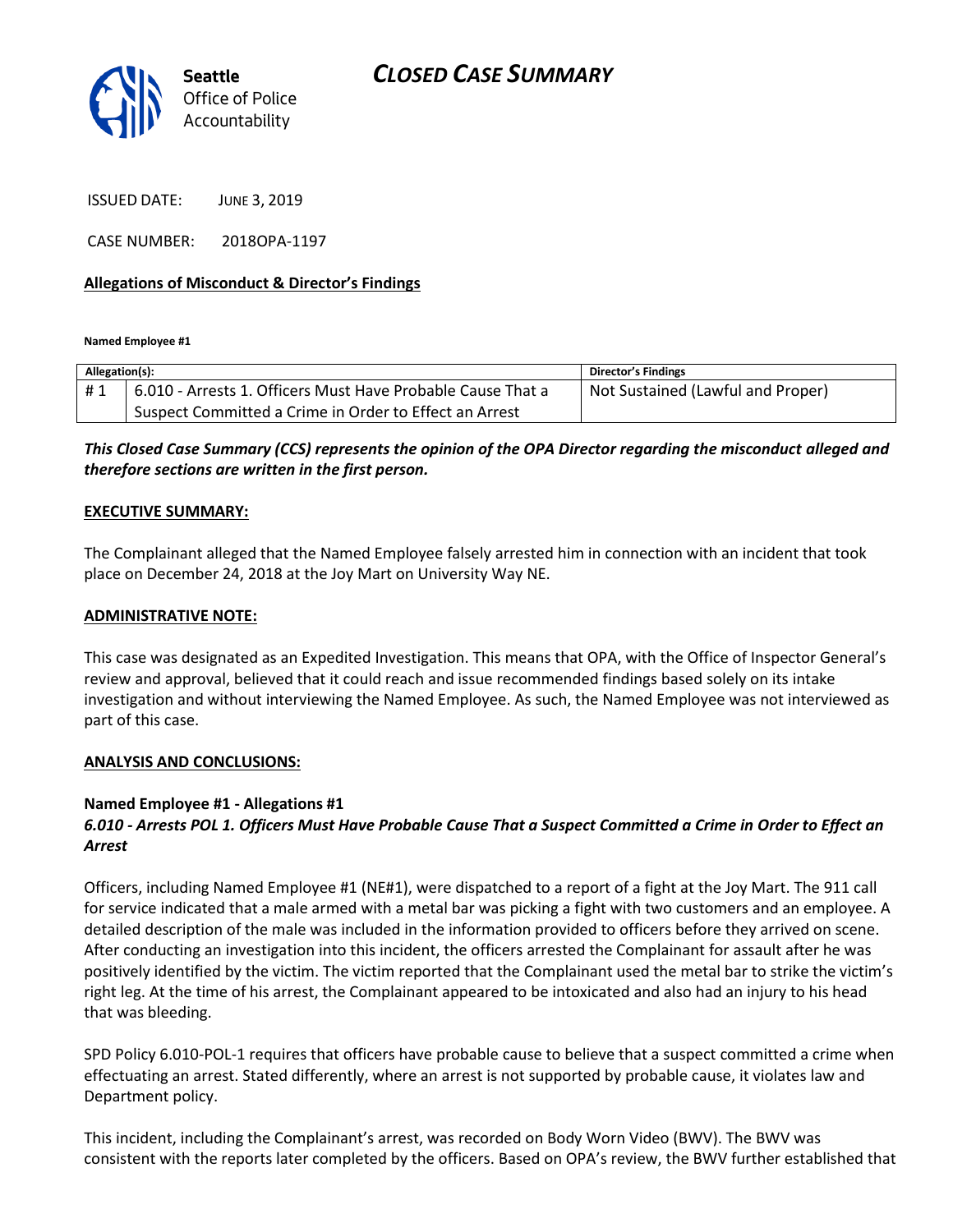# CLOSED CASE SUMMARY

Seattle
Office of Police
Accountability

ISSUED DATE: JUNE 3, 2019

CASE NUMBER: 2018OPA-1197

**Allegations of Misconduct & Director's Findings**

**Named Employee #1**

| Allegation(s): | | Director's Findings |
|---|---|---|
| # 1 | 6.010 - Arrests 1. Officers Must Have Probable Cause That a Suspect Committed a Crime in Order to Effect an Arrest | Not Sustained (Lawful and Proper) |

***This Closed Case Summary (CCS) represents the opinion of the OPA Director regarding the misconduct alleged and therefore sections are written in the first person.***

**EXECUTIVE SUMMARY:**

The Complainant alleged that the Named Employee falsely arrested him in connection with an incident that took place on December 24, 2018 at the Joy Mart on University Way NE.

**ADMINISTRATIVE NOTE:**

This case was designated as an Expedited Investigation. This means that OPA, with the Office of Inspector General's review and approval, believed that it could reach and issue recommended findings based solely on its intake investigation and without interviewing the Named Employee. As such, the Named Employee was not interviewed as part of this case.

**ANALYSIS AND CONCLUSIONS:**

**Named Employee #1 - Allegations #1**
***6.010 - Arrests POL 1. Officers Must Have Probable Cause That a Suspect Committed a Crime in Order to Effect an Arrest***

Officers, including Named Employee #1 (NE#1), were dispatched to a report of a fight at the Joy Mart. The 911 call for service indicated that a male armed with a metal bar was picking a fight with two customers and an employee. A detailed description of the male was included in the information provided to officers before they arrived on scene. After conducting an investigation into this incident, the officers arrested the Complainant for assault after he was positively identified by the victim. The victim reported that the Complainant used the metal bar to strike the victim's right leg. At the time of his arrest, the Complainant appeared to be intoxicated and also had an injury to his head that was bleeding.

SPD Policy 6.010-POL-1 requires that officers have probable cause to believe that a suspect committed a crime when effectuating an arrest. Stated differently, where an arrest is not supported by probable cause, it violates law and Department policy.

This incident, including the Complainant's arrest, was recorded on Body Worn Video (BWV). The BWV was consistent with the reports later completed by the officers. Based on OPA's review, the BWV further established that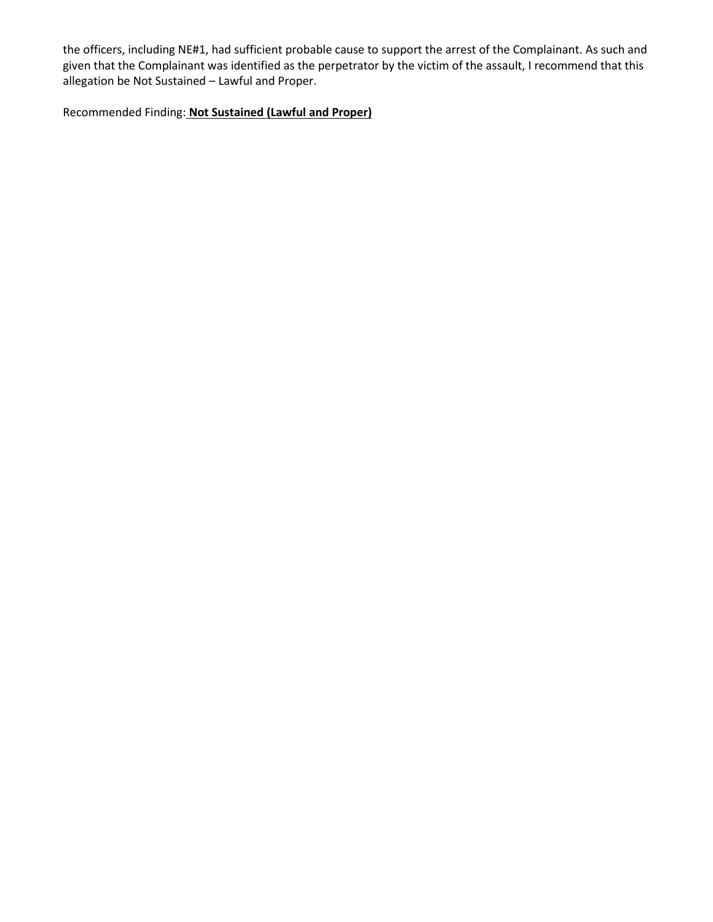the officers, including NE#1, had sufficient probable cause to support the arrest of the Complainant. As such and given that the Complainant was identified as the perpetrator by the victim of the assault, I recommend that this allegation be Not Sustained – Lawful and Proper.

Recommended Finding: **Not Sustained (Lawful and Proper)**